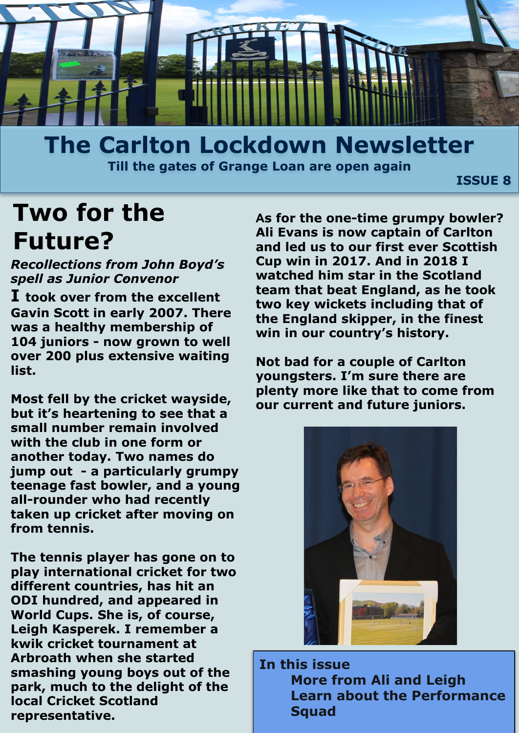# The Carlton Lockdown Newsletter

**Till the gates of Grange Loan are open again**

**ISSUE 8**

## Two for the Future?

***Recollections from John Boyd's spell as Junior Convenor***

**I took over from the excellent Gavin Scott in early 2007. There was a healthy membership of 104 juniors - now grown to well over 200 plus extensive waiting list.**

**Most fell by the cricket wayside, but it's heartening to see that a small number remain involved with the club in one form or another today. Two names do jump out - a particularly grumpy teenage fast bowler, and a young all-rounder who had recently taken up cricket after moving on from tennis.**

**The tennis player has gone on to play international cricket for two different countries, has hit an ODI hundred, and appeared in World Cups. She is, of course, Leigh Kasperek. I remember a kwik cricket tournament at Arbroath when she started smashing young boys out of the park, much to the delight of the local Cricket Scotland representative.**

**As for the one-time grumpy bowler? Ali Evans is now captain of Carlton and led us to our first ever Scottish Cup win in 2017. And in 2018 I watched him star in the Scotland team that beat England, as he took two key wickets including that of the England skipper, in the finest win in our country's history.**

**Not bad for a couple of Carlton youngsters. I'm sure there are plenty more like that to come from our current and future juniors.**

**In this issue**

- **More from Ali and Leigh**
- **Learn about the Performance Squad**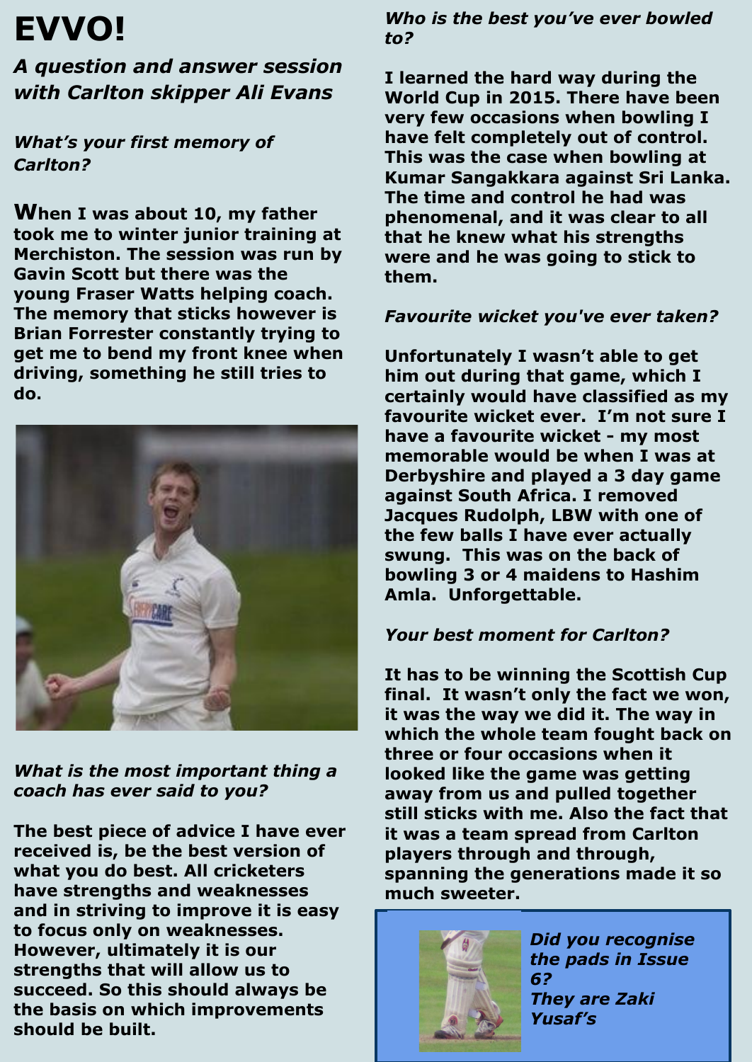# EVVO!

## *A question and answer session with Carlton skipper Ali Evans*

***What's your first memory of Carlton?***

**When I was about 10, my father took me to winter junior training at Merchiston. The session was run by Gavin Scott but there was the young Fraser Watts helping coach. The memory that sticks however is Brian Forrester constantly trying to get me to bend my front knee when driving, something he still tries to do.**

***What is the most important thing a coach has ever said to you?***

**The best piece of advice I have ever received is, be the best version of what you do best. All cricketers have strengths and weaknesses and in striving to improve it is easy to focus only on weaknesses. However, ultimately it is our strengths that will allow us to succeed. So this should always be the basis on which improvements should be built.**

***Who is the best you've ever bowled to?***

**I learned the hard way during the World Cup in 2015. There have been very few occasions when bowling I have felt completely out of control. This was the case when bowling at Kumar Sangakkara against Sri Lanka. The time and control he had was phenomenal, and it was clear to all that he knew what his strengths were and he was going to stick to them.**

***Favourite wicket you've ever taken?***

**Unfortunately I wasn't able to get him out during that game, which I certainly would have classified as my favourite wicket ever. I'm not sure I have a favourite wicket - my most memorable would be when I was at Derbyshire and played a 3 day game against South Africa. I removed Jacques Rudolph, LBW with one of the few balls I have ever actually swung. This was on the back of bowling 3 or 4 maidens to Hashim Amla. Unforgettable.**

***Your best moment for Carlton?***

**It has to be winning the Scottish Cup final. It wasn't only the fact we won, it was the way we did it. The way in which the whole team fought back on three or four occasions when it looked like the game was getting away from us and pulled together still sticks with me. Also the fact that it was a team spread from Carlton players through and through, spanning the generations made it so much sweeter.**

***Did you recognise the pads in Issue 6? They are Zaki Yusaf's***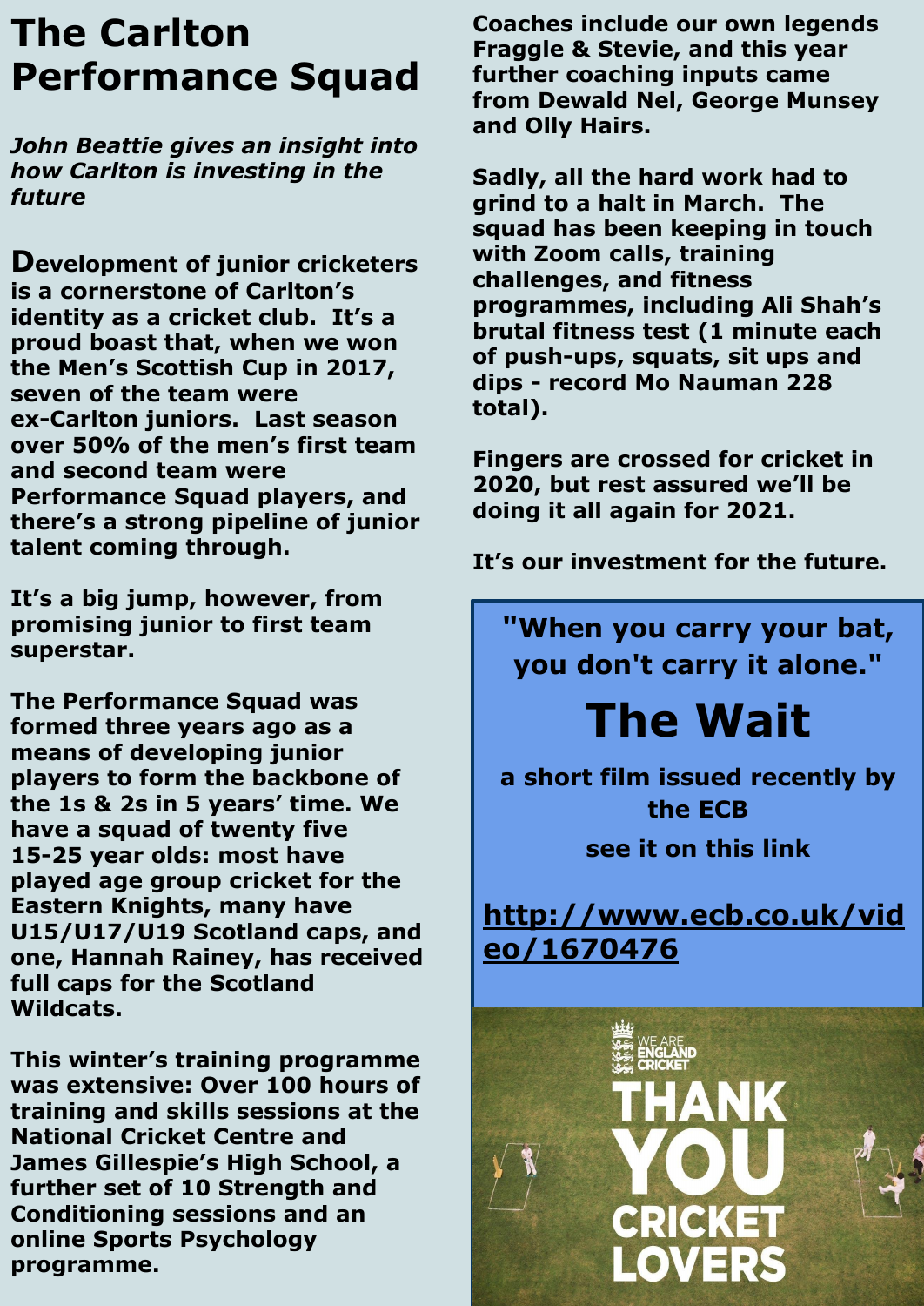# The Carlton Performance Squad

***John Beattie gives an insight into how Carlton is investing in the future***

**Development of junior cricketers is a cornerstone of Carlton's identity as a cricket club. It's a proud boast that, when we won the Men's Scottish Cup in 2017, seven of the team were ex-Carlton juniors. Last season over 50% of the men's first team and second team were Performance Squad players, and there's a strong pipeline of junior talent coming through.**

**It's a big jump, however, from promising junior to first team superstar.**

**The Performance Squad was formed three years ago as a means of developing junior players to form the backbone of the 1s & 2s in 5 years' time. We have a squad of twenty five 15-25 year olds: most have played age group cricket for the Eastern Knights, many have U15/U17/U19 Scotland caps, and one, Hannah Rainey, has received full caps for the Scotland Wildcats.**

**This winter's training programme was extensive: Over 100 hours of training and skills sessions at the National Cricket Centre and James Gillespie's High School, a further set of 10 Strength and Conditioning sessions and an online Sports Psychology programme.**

**Coaches include our own legends Fraggle & Stevie, and this year further coaching inputs came from Dewald Nel, George Munsey and Olly Hairs.**

**Sadly, all the hard work had to grind to a halt in March. The squad has been keeping in touch with Zoom calls, training challenges, and fitness programmes, including Ali Shah's brutal fitness test (1 minute each of push-ups, squats, sit ups and dips - record Mo Nauman 228 total).**

**Fingers are crossed for cricket in 2020, but rest assured we'll be doing it all again for 2021.**

**It's our investment for the future.**

**"When you carry your bat, you don't carry it alone."**

# The Wait

**a short film issued recently by the ECB**

**see it on this link**

**http://www.ecb.co.uk/video/1670476**

WE ARE ENGLAND CRICKET

THANK YOU CRICKET LOVERS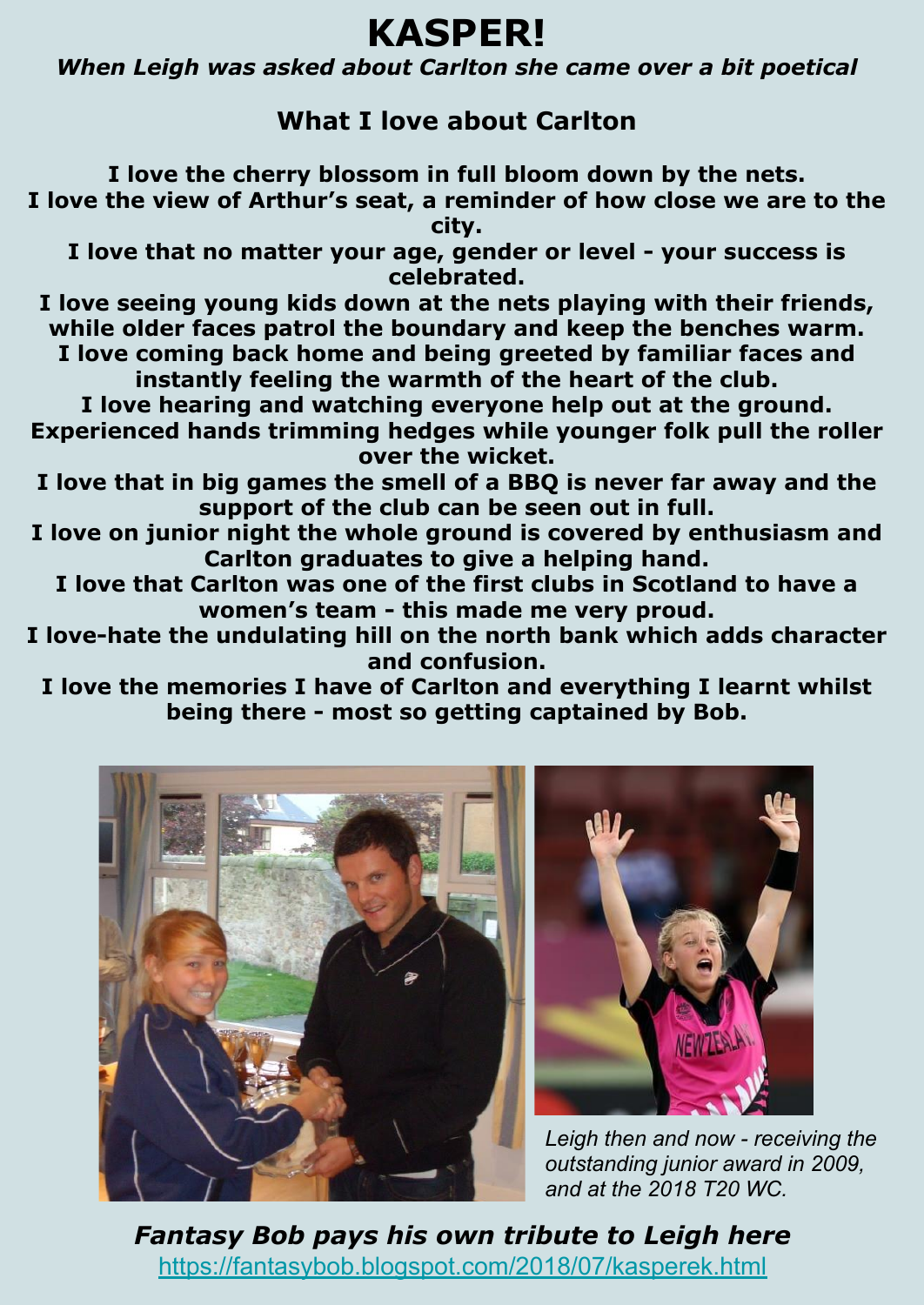# KASPER!

***When Leigh was asked about Carlton she came over a bit poetical***

### What I love about Carlton

**I love the cherry blossom in full bloom down by the nets.**
**I love the view of Arthur's seat, a reminder of how close we are to the city.**
**I love that no matter your age, gender or level - your success is celebrated.**
**I love seeing young kids down at the nets playing with their friends, while older faces patrol the boundary and keep the benches warm.**
**I love coming back home and being greeted by familiar faces and instantly feeling the warmth of the heart of the club.**
**I love hearing and watching everyone help out at the ground. Experienced hands trimming hedges while younger folk pull the roller over the wicket.**
**I love that in big games the smell of a BBQ is never far away and the support of the club can be seen out in full.**
**I love on junior night the whole ground is covered by enthusiasm and Carlton graduates to give a helping hand.**
**I love that Carlton was one of the first clubs in Scotland to have a women's team - this made me very proud.**
**I love-hate the undulating hill on the north bank which adds character and confusion.**
**I love the memories I have of Carlton and everything I learnt whilst being there - most so getting captained by Bob.**

*Leigh then and now - receiving the outstanding junior award in 2009, and at the 2018 T20 WC.*

***Fantasy Bob pays his own tribute to Leigh here***
https://fantasybob.blogspot.com/2018/07/kasperek.html